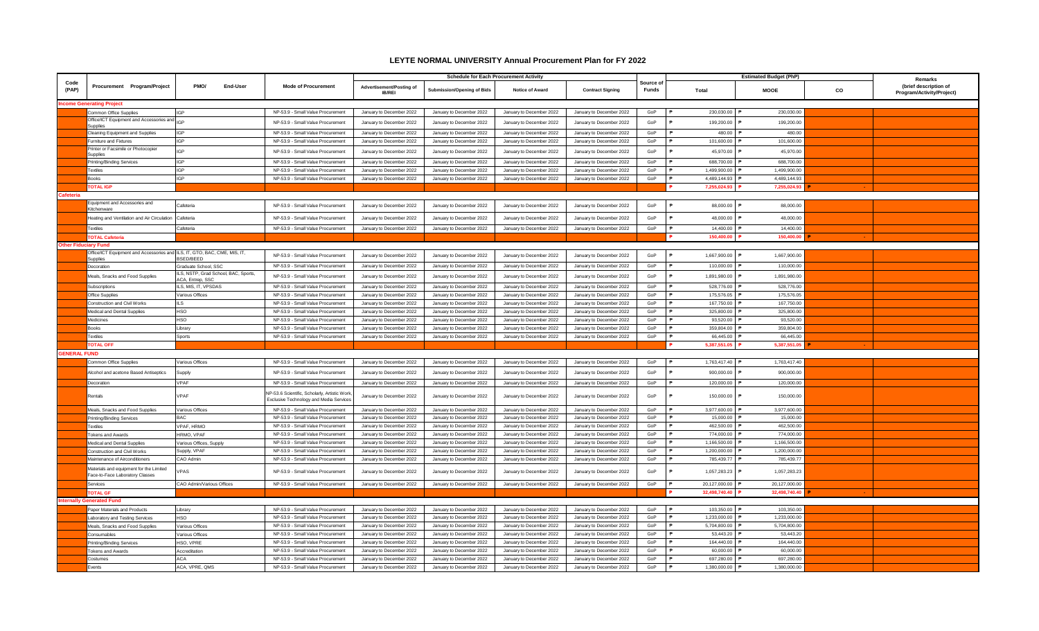# LEYTE NORMAL UNIVERSITY Annual Procurement Plan for FY 2022

| Code (PAP) | Procurement Program/Project | PMO/ End-User | Mode of Procurement | Schedule for Each Procurement Activity | | | | Source of Funds | Estimated Budget (PhP) | | | Remarks (brief description of Program/Activity/Project) |
|---|---|---|---|---|---|---|---|---|---|---|---|---|
| | | | | Advertisement/Posting of IB/REI | Submission/Opening of Bids | Notice of Award | Contract Signing | | Total | MOOE | CO | |
| | **Income Generating Project** | | | | | | | | | | | |
| | Common Office Supplies | IGP | NP-53.9 - Small Value Procurement | January to December 2022 | January to December 2022 | January to December 2022 | January to December 2022 | GoP | ₱ 230,030.00 | ₱ 230,030.00 | | |
| | Office/ICT Equipment and Accessories and Supplies | IGP | NP-53.9 - Small Value Procurement | January to December 2022 | January to December 2022 | January to December 2022 | January to December 2022 | GoP | ₱ 199,200.00 | ₱ 199,200.00 | | |
| | Cleaning Equipment and Supplies | IGP | NP-53.9 - Small Value Procurement | January to December 2022 | January to December 2022 | January to December 2022 | January to December 2022 | GoP | ₱ 480.00 | ₱ 480.00 | | |
| | Furniture and Fixtures | IGP | NP-53.9 - Small Value Procurement | January to December 2022 | January to December 2022 | January to December 2022 | January to December 2022 | GoP | ₱ 101,600.00 | ₱ 101,600.00 | | |
| | Printer or Facsimile or Photocopier Supplies | IGP | NP-53.9 - Small Value Procurement | January to December 2022 | January to December 2022 | January to December 2022 | January to December 2022 | GoP | ₱ 45,970.00 | ₱ 45,970.00 | | |
| | Printing/Binding Services | IGP | NP-53.9 - Small Value Procurement | January to December 2022 | January to December 2022 | January to December 2022 | January to December 2022 | GoP | ₱ 688,700.00 | ₱ 688,700.00 | | |
| | Textiles | IGP | NP-53.9 - Small Value Procurement | January to December 2022 | January to December 2022 | January to December 2022 | January to December 2022 | GoP | ₱ 1,499,900.00 | ₱ 1,499,900.00 | | |
| | Books | IGP | NP-53.9 - Small Value Procurement | January to December 2022 | January to December 2022 | January to December 2022 | January to December 2022 | GoP | ₱ 4,489,144.93 | ₱ 4,489,144.93 | | |
| | **TOTAL IGP** | | | | | | | | ₱ 7,255,024.93 | ₱ 7,255,024.93 | ₱ - | |
| | **Cafeteria** | | | | | | | | | | | |
| | Equipment and Accessories and Kitchenware | Cafeteria | NP-53.9 - Small Value Procurement | January to December 2022 | January to December 2022 | January to December 2022 | January to December 2022 | GoP | ₱ 88,000.00 | ₱ 88,000.00 | | |
| | Heating and Ventilation and Air Circulation | Cafeteria | NP-53.9 - Small Value Procurement | January to December 2022 | January to December 2022 | January to December 2022 | January to December 2022 | GoP | ₱ 48,000.00 | ₱ 48,000.00 | | |
| | Textiles | Cafeteria | NP-53.9 - Small Value Procurement | January to December 2022 | January to December 2022 | January to December 2022 | January to December 2022 | GoP | ₱ 14,400.00 | ₱ 14,400.00 | | |
| | **TOTAL Cafeteria** | | | | | | | | ₱ 150,400.00 | ₱ 150,400.00 | ₱ - | |
| | **Other Fiduciary Fund** | | | | | | | | | | | |
| | Office/ICT Equipment and Accessories and Supplies | ILS, IT, GTO, BAC, CME, MIS, IT, BSED/BEED | NP-53.9 - Small Value Procurement | January to December 2022 | January to December 2022 | January to December 2022 | January to December 2022 | GoP | ₱ 1,667,900.00 | ₱ 1,667,900.00 | | |
| | Decoration | Graduate School, SSC | NP-53.9 - Small Value Procurement | January to December 2022 | January to December 2022 | January to December 2022 | January to December 2022 | GoP | ₱ 110,000.00 | ₱ 110,000.00 | | |
| | Meals, Snacks and Food Supplies | ILS, NSTP, Grad School, BAC, Sports, ACA, Entrep, SSC | NP-53.9 - Small Value Procurement | January to December 2022 | January to December 2022 | January to December 2022 | January to December 2022 | GoP | ₱ 1,891,980.00 | ₱ 1,891,980.00 | | |
| | Subscriptions | ILS, MIS, IT, VPSDAS | NP-53.9 - Small Value Procurement | January to December 2022 | January to December 2022 | January to December 2022 | January to December 2022 | GoP | ₱ 528,776.00 | ₱ 528,776.00 | | |
| | Office Supplies | Various Offices | NP-53.9 - Small Value Procurement | January to December 2022 | January to December 2022 | January to December 2022 | January to December 2022 | GoP | ₱ 175,576.05 | ₱ 175,576.05 | | |
| | Construction and Civil Works | ILS | NP-53.9 - Small Value Procurement | January to December 2022 | January to December 2022 | January to December 2022 | January to December 2022 | GoP | ₱ 167,750.00 | ₱ 167,750.00 | | |
| | Medical and Dental Supplies | HSO | NP-53.9 - Small Value Procurement | January to December 2022 | January to December 2022 | January to December 2022 | January to December 2022 | GoP | ₱ 325,800.00 | ₱ 325,800.00 | | |
| | Medicines | HSO | NP-53.9 - Small Value Procurement | January to December 2022 | January to December 2022 | January to December 2022 | January to December 2022 | GoP | ₱ 93,520.00 | ₱ 93,520.00 | | |
| | Books | Library | NP-53.9 - Small Value Procurement | January to December 2022 | January to December 2022 | January to December 2022 | January to December 2022 | GoP | ₱ 359,804.00 | ₱ 359,804.00 | | |
| | Textiles | Sports | NP-53.9 - Small Value Procurement | January to December 2022 | January to December 2022 | January to December 2022 | January to December 2022 | GoP | ₱ 66,445.00 | ₱ 66,445.00 | | |
| | **TOTAL OFF** | | | | | | | | ₱ 5,387,551.05 | ₱ 5,387,551.05 | ₱ - | |
| | **GENERAL FUND** | | | | | | | | | | | |
| | Common Office Supplies | Various Offices | NP-53.9 - Small Value Procurement | January to December 2022 | January to December 2022 | January to December 2022 | January to December 2022 | GoP | ₱ 1,763,417.40 | ₱ 1,763,417.40 | | |
| | Alcohol and acetone Based Antiseptics | Supply | NP-53.9 - Small Value Procurement | January to December 2022 | January to December 2022 | January to December 2022 | January to December 2022 | GoP | ₱ 900,000.00 | ₱ 900,000.00 | | |
| | Decoration | VPAF | NP-53.9 - Small Value Procurement | January to December 2022 | January to December 2022 | January to December 2022 | January to December 2022 | GoP | ₱ 120,000.00 | ₱ 120,000.00 | | |
| | Rentals | VPAF | NP-53.6 Scientific, Scholarly, Artistic Work, Exclusive Technology and Media Services | January to December 2022 | January to December 2022 | January to December 2022 | January to December 2022 | GoP | ₱ 150,000.00 | ₱ 150,000.00 | | |
| | Meals, Snacks and Food Supplies | Various Offices | NP-53.9 - Small Value Procurement | January to December 2022 | January to December 2022 | January to December 2022 | January to December 2022 | GoP | ₱ 3,977,600.00 | ₱ 3,977,600.00 | | |
| | Printing/Binding Services | BAC | NP-53.9 - Small Value Procurement | January to December 2022 | January to December 2022 | January to December 2022 | January to December 2022 | GoP | ₱ 15,000.00 | ₱ 15,000.00 | | |
| | Textiles | VPAF, HRMO | NP-53.9 - Small Value Procurement | January to December 2022 | January to December 2022 | January to December 2022 | January to December 2022 | GoP | ₱ 462,500.00 | ₱ 462,500.00 | | |
| | Tokens and Awards | HRMO, VPAF | NP-53.9 - Small Value Procurement | January to December 2022 | January to December 2022 | January to December 2022 | January to December 2022 | GoP | ₱ 774,000.00 | ₱ 774,000.00 | | |
| | Medical and Dental Supplies | Various Offices, Supply | NP-53.9 - Small Value Procurement | January to December 2022 | January to December 2022 | January to December 2022 | January to December 2022 | GoP | ₱ 1,166,500.00 | ₱ 1,166,500.00 | | |
| | Construction and Civil Works | Supply, VPAF | NP-53.9 - Small Value Procurement | January to December 2022 | January to December 2022 | January to December 2022 | January to December 2022 | GoP | ₱ 1,200,000.00 | ₱ 1,200,000.00 | | |
| | Maintenance of Airconditioners | CAO Admin | NP-53.9 - Small Value Procurement | January to December 2022 | January to December 2022 | January to December 2022 | January to December 2022 | GoP | ₱ 785,439.77 | ₱ 785,439.77 | | |
| | Materials and equipment for the Limited Face-to-Face Laboratory Classes | VPAS | NP-53.9 - Small Value Procurement | January to December 2022 | January to December 2022 | January to December 2022 | January to December 2022 | GoP | ₱ 1,057,283.23 | ₱ 1,057,283.23 | | |
| | Services | CAO Admin/Various Offices | NP-53.9 - Small Value Procurement | January to December 2022 | January to December 2022 | January to December 2022 | January to December 2022 | GoP | ₱ 20,127,000.00 | ₱ 20,127,000.00 | | |
| | **TOTAL GF** | | | | | | | | ₱ 32,498,740.40 | ₱ 32,498,740.40 | ₱ - | |
| | **Internally Generated Fund** | | | | | | | | | | | |
| | Paper Materials and Products | Library | NP-53.9 - Small Value Procurement | January to December 2022 | January to December 2022 | January to December 2022 | January to December 2022 | GoP | ₱ 103,350.00 | ₱ 103,350.00 | | |
| | Laboratory and Testing Services | HSO | NP-53.9 - Small Value Procurement | January to December 2022 | January to December 2022 | January to December 2022 | January to December 2022 | GoP | ₱ 1,233,000.00 | ₱ 1,233,000.00 | | |
| | Meals, Snacks and Food Supplies | Various Offices | NP-53.9 - Small Value Procurement | January to December 2022 | January to December 2022 | January to December 2022 | January to December 2022 | GoP | ₱ 5,704,800.00 | ₱ 5,704,800.00 | | |
| | Consumables | Various Offices | NP-53.9 - Small Value Procurement | January to December 2022 | January to December 2022 | January to December 2022 | January to December 2022 | GoP | ₱ 53,443.20 | ₱ 53,443.20 | | |
| | Printing/Binding Services | HSO, VPRE | NP-53.9 - Small Value Procurement | January to December 2022 | January to December 2022 | January to December 2022 | January to December 2022 | GoP | ₱ 164,440.00 | ₱ 164,440.00 | | |
| | Tokens and Awards | Accreditation | NP-53.9 - Small Value Procurement | January to December 2022 | January to December 2022 | January to December 2022 | January to December 2022 | GoP | ₱ 60,000.00 | ₱ 60,000.00 | | |
| | Costumes | ACA | NP-53.9 - Small Value Procurement | January to December 2022 | January to December 2022 | January to December 2022 | January to December 2022 | GoP | ₱ 697,280.00 | ₱ 697,280.00 | | |
| | Events | ACA, VPRE, QMS | NP-53.9 - Small Value Procurement | January to December 2022 | January to December 2022 | January to December 2022 | January to December 2022 | GoP | ₱ 1,380,000.00 | ₱ 1,380,000.00 | | |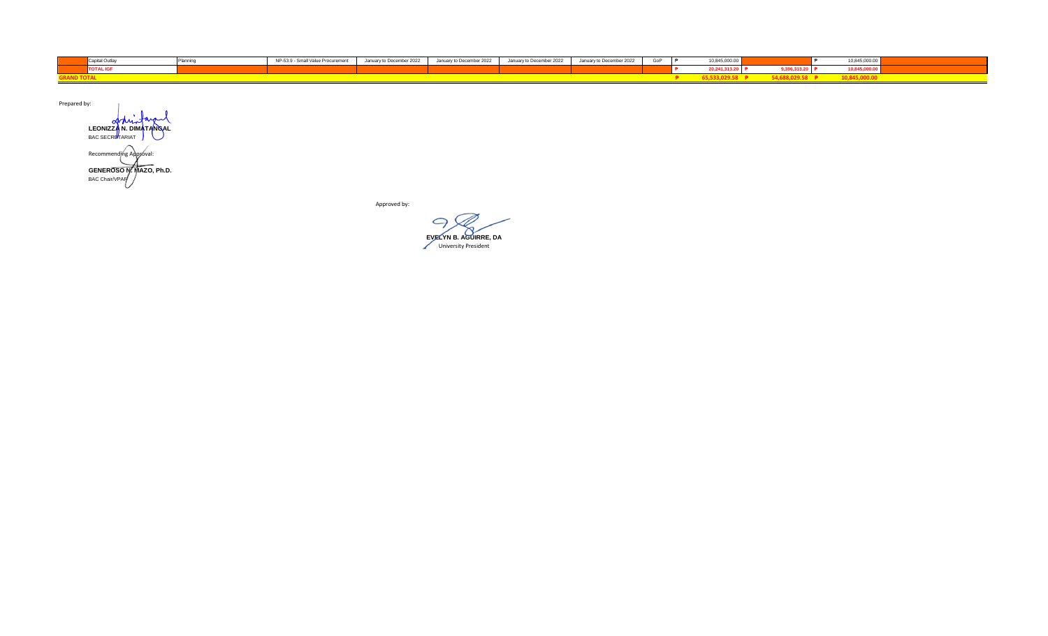| | | | | | | | | | | | | | |
|---|---|---|---|---|---|---|---|---|---|---|---|---|---|
| | Capital Outlay | Planning | NP-53.9 - Small Value Procurement | January to December 2022 | January to December 2022 | January to December 2022 | January to December 2022 | GoP | ₱ 10,845,000.00 | | ₱ 10,845,000.00 | | |
| | TOTAL IGF | | | | | | | | ₱ 20,241,313.20 | ₱ 9,396,313.20 | ₱ 10,845,000.00 | | |
| GRAND TOTAL | | | | | | | | | ₱ 65,533,029.58 | ₱ 54,688,029.58 | ₱ 10,845,000.00 | | |

Prepared by:

**LEONIZZA N. DIMATANGAL**
BAC SECRETARIAT

Recommending Approval:

**GENEROSO N. MAZO, Ph.D.**
BAC Chair/VPAF

Approved by:

**EVELYN B. AGUIRRE, DA**
University President